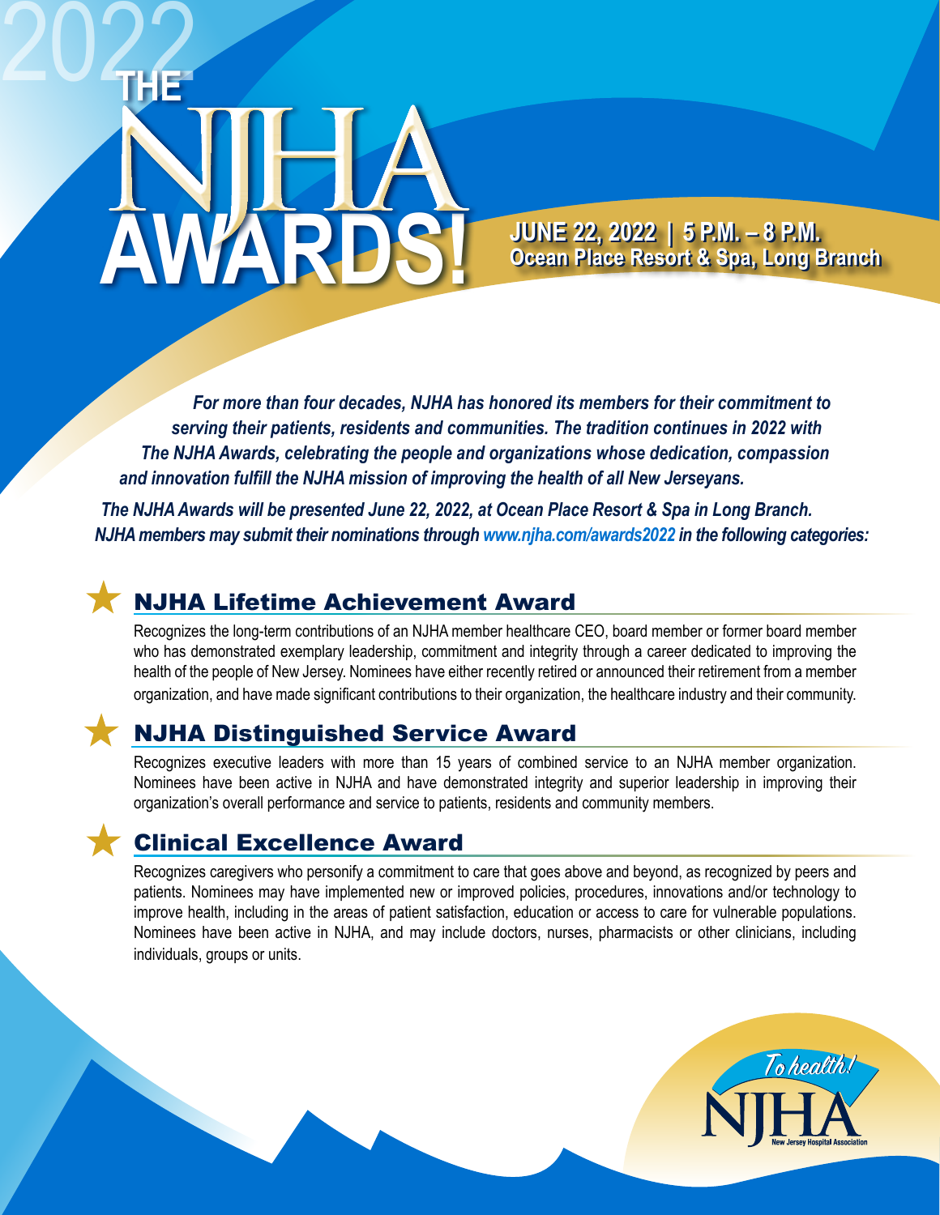# 2022 THE NJHA AWARDS!

**JUNE 22, 2022 | 5 P.M. – 8 P.M.**
**Ocean Place Resort & Spa, Long Branch**

***For more than four decades, NJHA has honored its members for their commitment to serving their patients, residents and communities. The tradition continues in 2022 with The NJHA Awards, celebrating the people and organizations whose dedication, compassion and innovation fulfill the NJHA mission of improving the health of all New Jerseyans.***

***The NJHA Awards will be presented June 22, 2022, at Ocean Place Resort & Spa in Long Branch. NJHA members may submit their nominations through www.njha.com/awards2022 in the following categories:***

## ★ NJHA Lifetime Achievement Award

Recognizes the long-term contributions of an NJHA member healthcare CEO, board member or former board member who has demonstrated exemplary leadership, commitment and integrity through a career dedicated to improving the health of the people of New Jersey. Nominees have either recently retired or announced their retirement from a member organization, and have made significant contributions to their organization, the healthcare industry and their community.

## ★ NJHA Distinguished Service Award

Recognizes executive leaders with more than 15 years of combined service to an NJHA member organization. Nominees have been active in NJHA and have demonstrated integrity and superior leadership in improving their organization's overall performance and service to patients, residents and community members.

## ★ Clinical Excellence Award

Recognizes caregivers who personify a commitment to care that goes above and beyond, as recognized by peers and patients. Nominees may have implemented new or improved policies, procedures, innovations and/or technology to improve health, including in the areas of patient satisfaction, education or access to care for vulnerable populations. Nominees have been active in NJHA, and may include doctors, nurses, pharmacists or other clinicians, including individuals, groups or units.

To health! NJHA New Jersey Hospital Association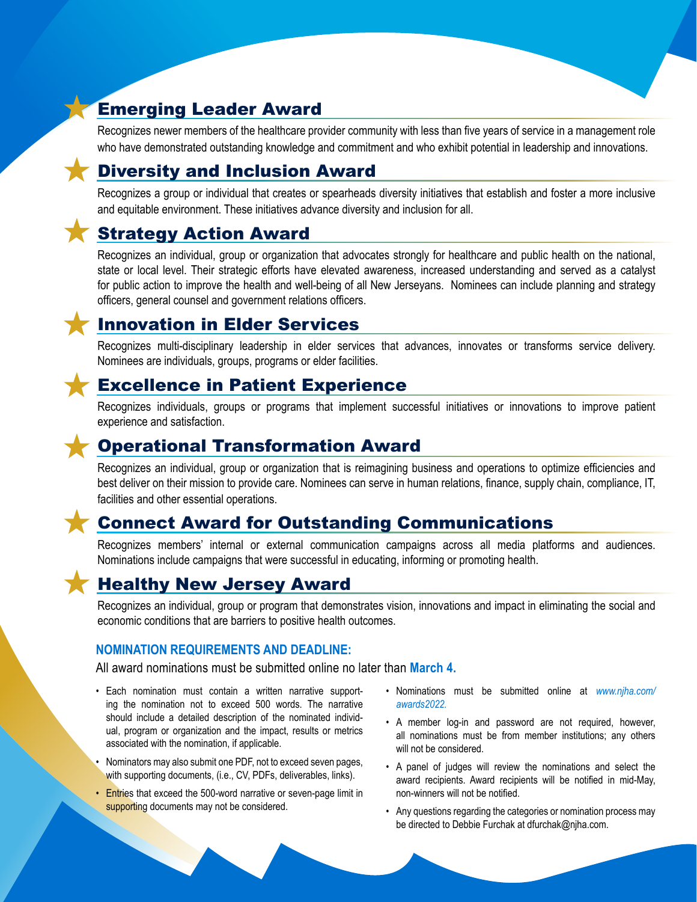## Emerging Leader Award

Recognizes newer members of the healthcare provider community with less than five years of service in a management role who have demonstrated outstanding knowledge and commitment and who exhibit potential in leadership and innovations.

## Diversity and Inclusion Award

Recognizes a group or individual that creates or spearheads diversity initiatives that establish and foster a more inclusive and equitable environment. These initiatives advance diversity and inclusion for all.

## Strategy Action Award

Recognizes an individual, group or organization that advocates strongly for healthcare and public health on the national, state or local level. Their strategic efforts have elevated awareness, increased understanding and served as a catalyst for public action to improve the health and well-being of all New Jerseyans. Nominees can include planning and strategy officers, general counsel and government relations officers.

## Innovation in Elder Services

Recognizes multi-disciplinary leadership in elder services that advances, innovates or transforms service delivery. Nominees are individuals, groups, programs or elder facilities.

## Excellence in Patient Experience

Recognizes individuals, groups or programs that implement successful initiatives or innovations to improve patient experience and satisfaction.

## Operational Transformation Award

Recognizes an individual, group or organization that is reimagining business and operations to optimize efficiencies and best deliver on their mission to provide care. Nominees can serve in human relations, finance, supply chain, compliance, IT, facilities and other essential operations.

## Connect Award for Outstanding Communications

Recognizes members' internal or external communication campaigns across all media platforms and audiences. Nominations include campaigns that were successful in educating, informing or promoting health.

## Healthy New Jersey Award

Recognizes an individual, group or program that demonstrates vision, innovations and impact in eliminating the social and economic conditions that are barriers to positive health outcomes.

### NOMINATION REQUIREMENTS AND DEADLINE:

All award nominations must be submitted online no later than **March 4.**

- Each nomination must contain a written narrative supporting the nomination not to exceed 500 words. The narrative should include a detailed description of the nominated individual, program or organization and the impact, results or metrics associated with the nomination, if applicable.
- Nominators may also submit one PDF, not to exceed seven pages, with supporting documents, (i.e., CV, PDFs, deliverables, links).
- Entries that exceed the 500-word narrative or seven-page limit in supporting documents may not be considered.
- Nominations must be submitted online at *www.njha.com/awards2022.*
- A member log-in and password are not required, however, all nominations must be from member institutions; any others will not be considered.
- A panel of judges will review the nominations and select the award recipients. Award recipients will be notified in mid-May, non-winners will not be notified.
- Any questions regarding the categories or nomination process may be directed to Debbie Furchak at dfurchak@njha.com.